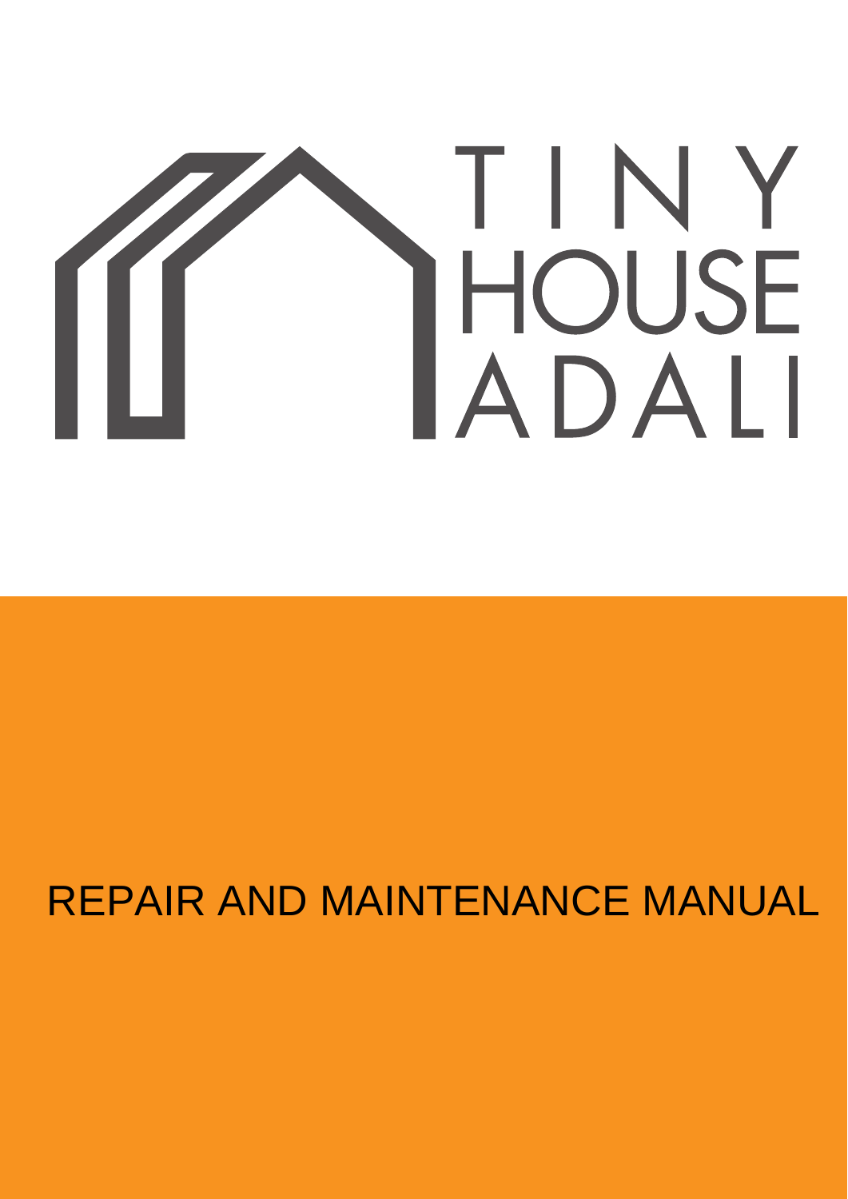# TINY HOUSE ADALI

## REPAIR AND MAINTENANCE MANUAL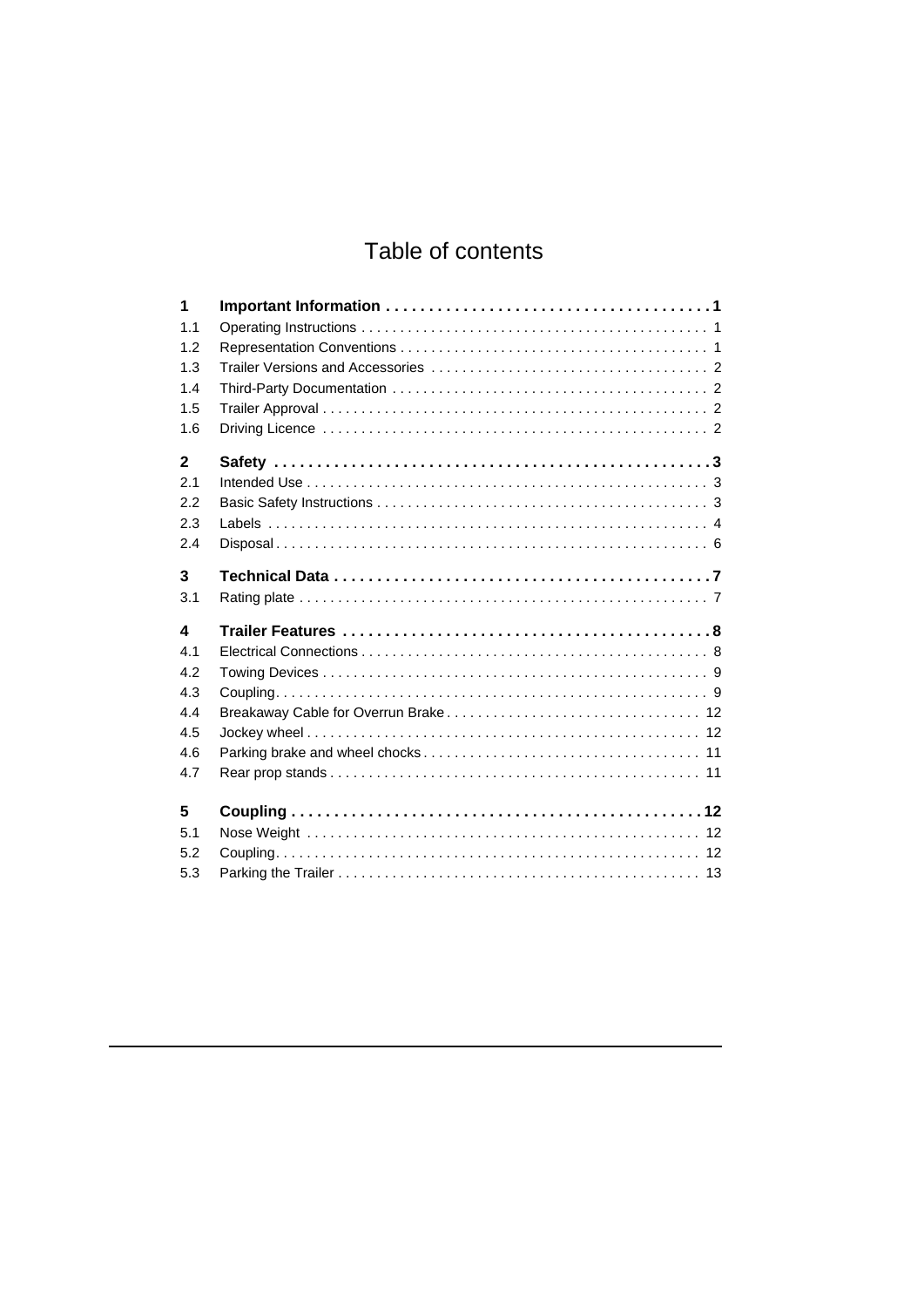# Table of contents

| | | |
|---|---|---|
| **1** | **Important Information** | **1** |
| 1.1 | Operating Instructions | 1 |
| 1.2 | Representation Conventions | 1 |
| 1.3 | Trailer Versions and Accessories | 2 |
| 1.4 | Third-Party Documentation | 2 |
| 1.5 | Trailer Approval | 2 |
| 1.6 | Driving Licence | 2 |
| **2** | **Safety** | **3** |
| 2.1 | Intended Use | 3 |
| 2.2 | Basic Safety Instructions | 3 |
| 2.3 | Labels | 4 |
| 2.4 | Disposal | 6 |
| **3** | **Technical Data** | **7** |
| 3.1 | Rating plate | 7 |
| **4** | **Trailer Features** | **8** |
| 4.1 | Electrical Connections | 8 |
| 4.2 | Towing Devices | 9 |
| 4.3 | Coupling | 9 |
| 4.4 | Breakaway Cable for Overrun Brake | 12 |
| 4.5 | Jockey wheel | 12 |
| 4.6 | Parking brake and wheel chocks | 11 |
| 4.7 | Rear prop stands | 11 |
| **5** | **Coupling** | **12** |
| 5.1 | Nose Weight | 12 |
| 5.2 | Coupling | 12 |
| 5.3 | Parking the Trailer | 13 |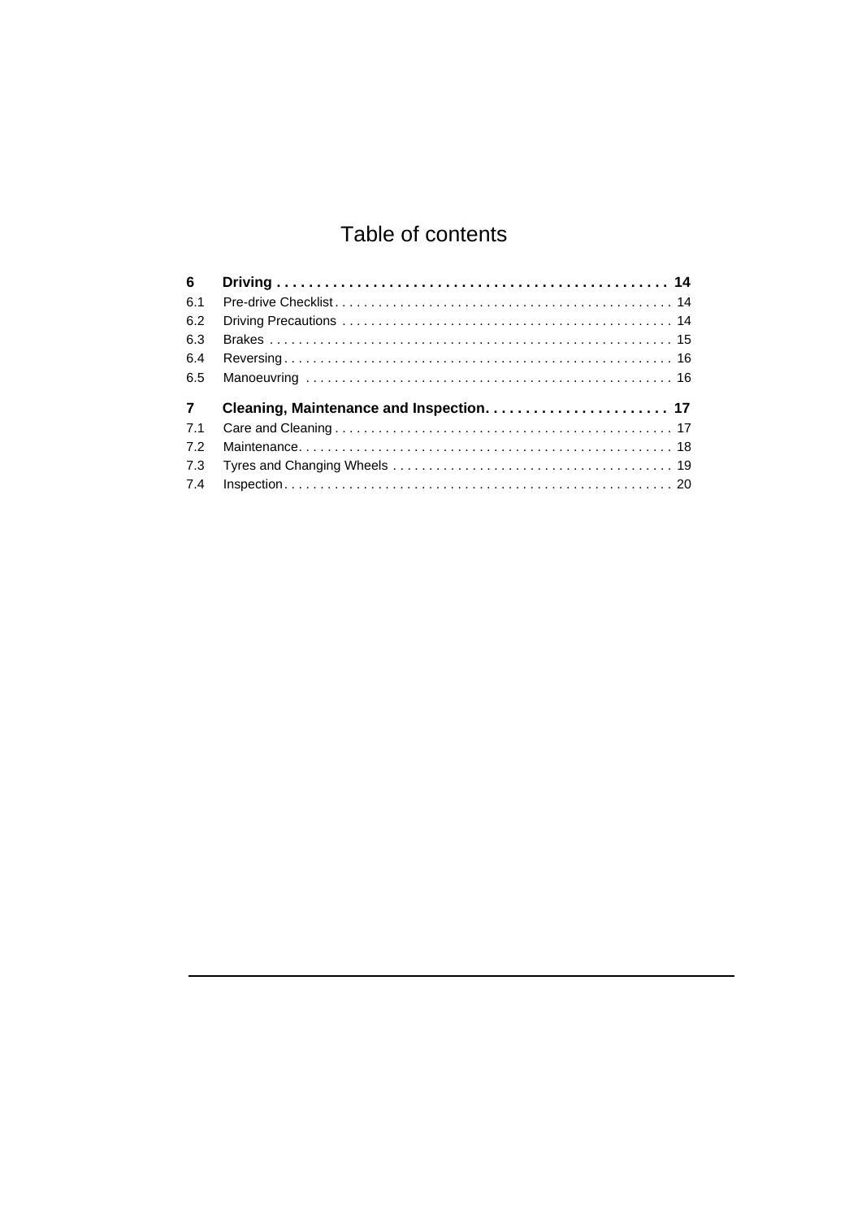# Table of contents

| | | |
|---|---|---|
| **6** | **Driving** | **14** |
| 6.1 | Pre-drive Checklist | 14 |
| 6.2 | Driving Precautions | 14 |
| 6.3 | Brakes | 15 |
| 6.4 | Reversing | 16 |
| 6.5 | Manoeuvring | 16 |
| **7** | **Cleaning, Maintenance and Inspection** | **17** |
| 7.1 | Care and Cleaning | 17 |
| 7.2 | Maintenance | 18 |
| 7.3 | Tyres and Changing Wheels | 19 |
| 7.4 | Inspection | 20 |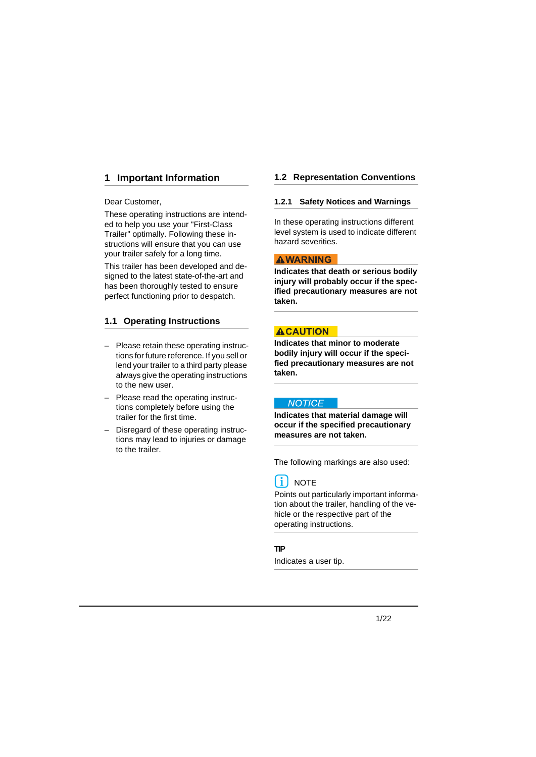# 1 Important Information

Dear Customer,

These operating instructions are intended to help you use your "First-Class Trailer" optimally. Following these instructions will ensure that you can use your trailer safely for a long time.

This trailer has been developed and designed to the latest state-of-the-art and has been thoroughly tested to ensure perfect functioning prior to despatch.

## 1.1 Operating Instructions

- Please retain these operating instructions for future reference. If you sell or lend your trailer to a third party please always give the operating instructions to the new user.
- Please read the operating instructions completely before using the trailer for the first time.
- Disregard of these operating instructions may lead to injuries or damage to the trailer.

## 1.2 Representation Conventions

### 1.2.1 Safety Notices and Warnings

In these operating instructions different level system is used to indicate different hazard severities.

**⚠WARNING**

**Indicates that death or serious bodily injury will probably occur if the specified precautionary measures are not taken.**

**⚠CAUTION**

**Indicates that minor to moderate bodily injury will occur if the specified precautionary measures are not taken.**

*NOTICE*

**Indicates that material damage will occur if the specified precautionary measures are not taken.**

The following markings are also used:

NOTE

Points out particularly important information about the trailer, handling of the vehicle or the respective part of the operating instructions.

**TIP**

Indicates a user tip.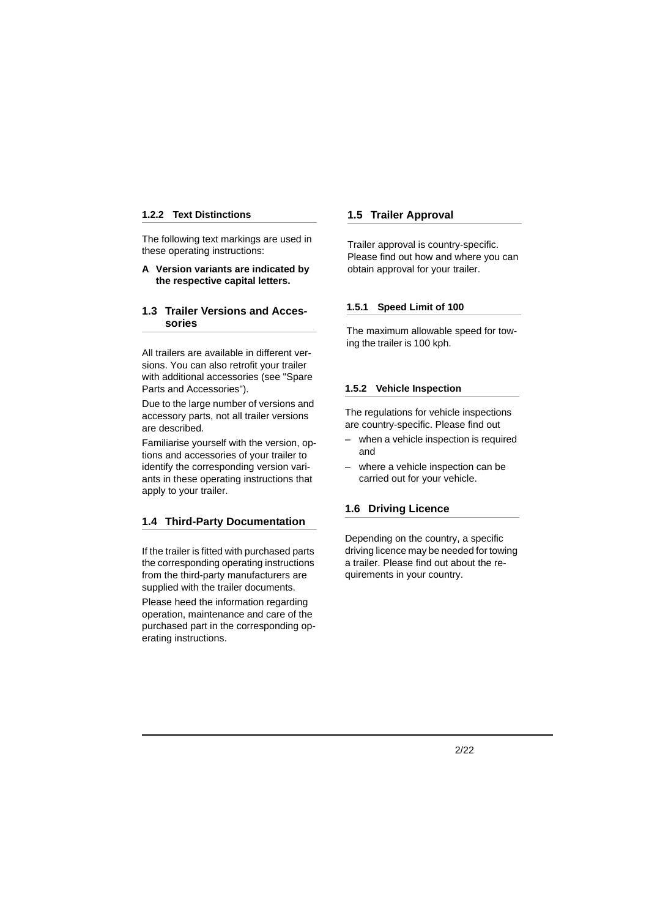#### 1.2.2 Text Distinctions

The following text markings are used in these operating instructions:

**A Version variants are indicated by the respective capital letters.**

### 1.3 Trailer Versions and Accessories

All trailers are available in different versions. You can also retrofit your trailer with additional accessories (see "Spare Parts and Accessories").

Due to the large number of versions and accessory parts, not all trailer versions are described.

Familiarise yourself with the version, options and accessories of your trailer to identify the corresponding version variants in these operating instructions that apply to your trailer.

### 1.4 Third-Party Documentation

If the trailer is fitted with purchased parts the corresponding operating instructions from the third-party manufacturers are supplied with the trailer documents.

Please heed the information regarding operation, maintenance and care of the purchased part in the corresponding operating instructions.

### 1.5 Trailer Approval

Trailer approval is country-specific. Please find out how and where you can obtain approval for your trailer.

#### 1.5.1 Speed Limit of 100

The maximum allowable speed for towing the trailer is 100 kph.

#### 1.5.2 Vehicle Inspection

The regulations for vehicle inspections are country-specific. Please find out

- when a vehicle inspection is required and
- where a vehicle inspection can be carried out for your vehicle.

### 1.6 Driving Licence

Depending on the country, a specific driving licence may be needed for towing a trailer. Please find out about the requirements in your country.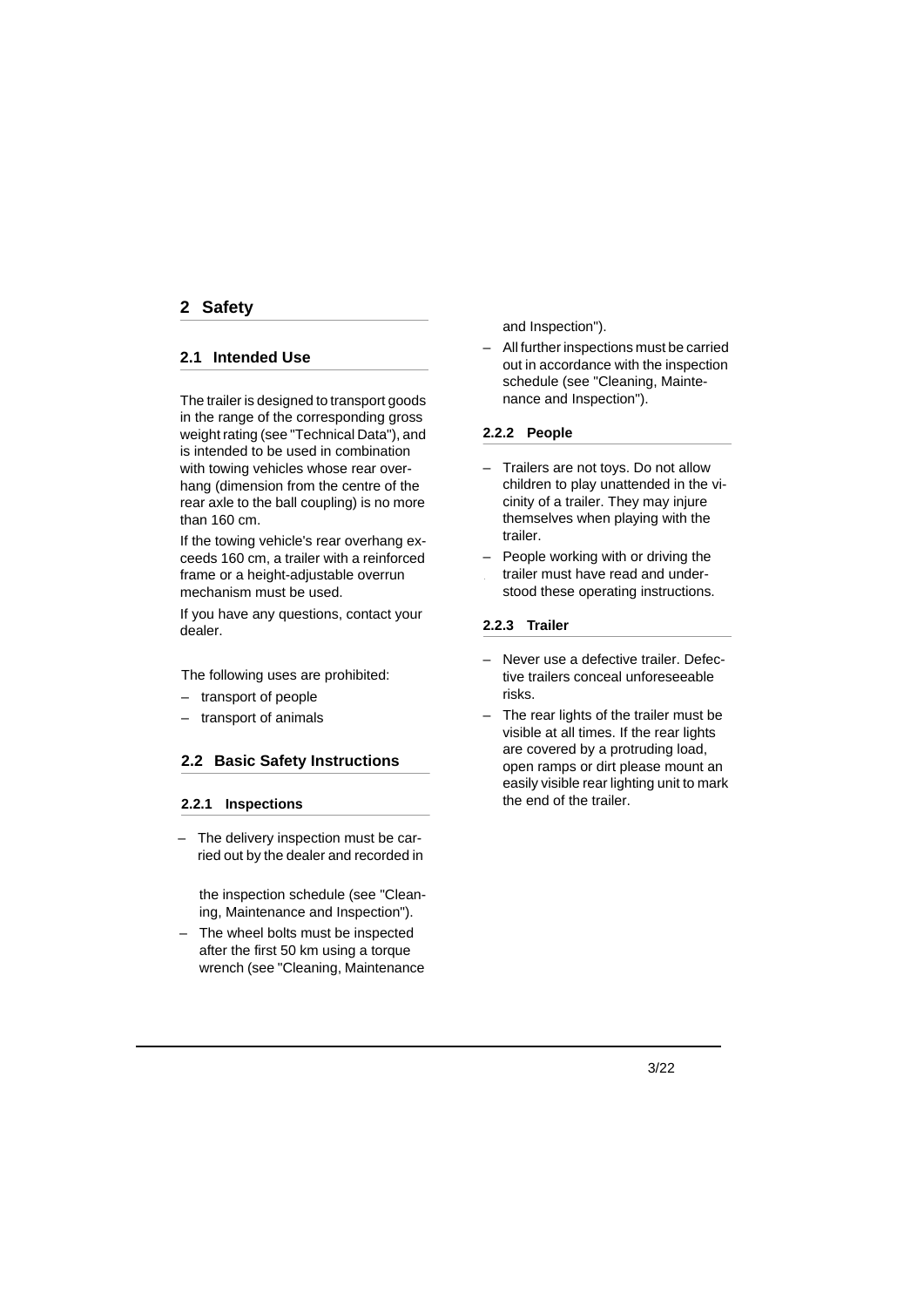# 2 Safety

## 2.1 Intended Use

The trailer is designed to transport goods in the range of the corresponding gross weight rating (see "Technical Data"), and is intended to be used in combination with towing vehicles whose rear overhang (dimension from the centre of the rear axle to the ball coupling) is no more than 160 cm.

If the towing vehicle's rear overhang exceeds 160 cm, a trailer with a reinforced frame or a height-adjustable overrun mechanism must be used.

If you have any questions, contact your dealer.

The following uses are prohibited:

- transport of people
- transport of animals

## 2.2 Basic Safety Instructions

### 2.2.1 Inspections

- The delivery inspection must be carried out by the dealer and recorded in the inspection schedule (see "Cleaning, Maintenance and Inspection").
- The wheel bolts must be inspected after the first 50 km using a torque wrench (see "Cleaning, Maintenance and Inspection").
- All further inspections must be carried out in accordance with the inspection schedule (see "Cleaning, Maintenance and Inspection").

### 2.2.2 People

- Trailers are not toys. Do not allow children to play unattended in the vicinity of a trailer. They may injure themselves when playing with the trailer.
- People working with or driving the trailer must have read and understood these operating instructions.

### 2.2.3 Trailer

- Never use a defective trailer. Defective trailers conceal unforeseeable risks.
- The rear lights of the trailer must be visible at all times. If the rear lights are covered by a protruding load, open ramps or dirt please mount an easily visible rear lighting unit to mark the end of the trailer.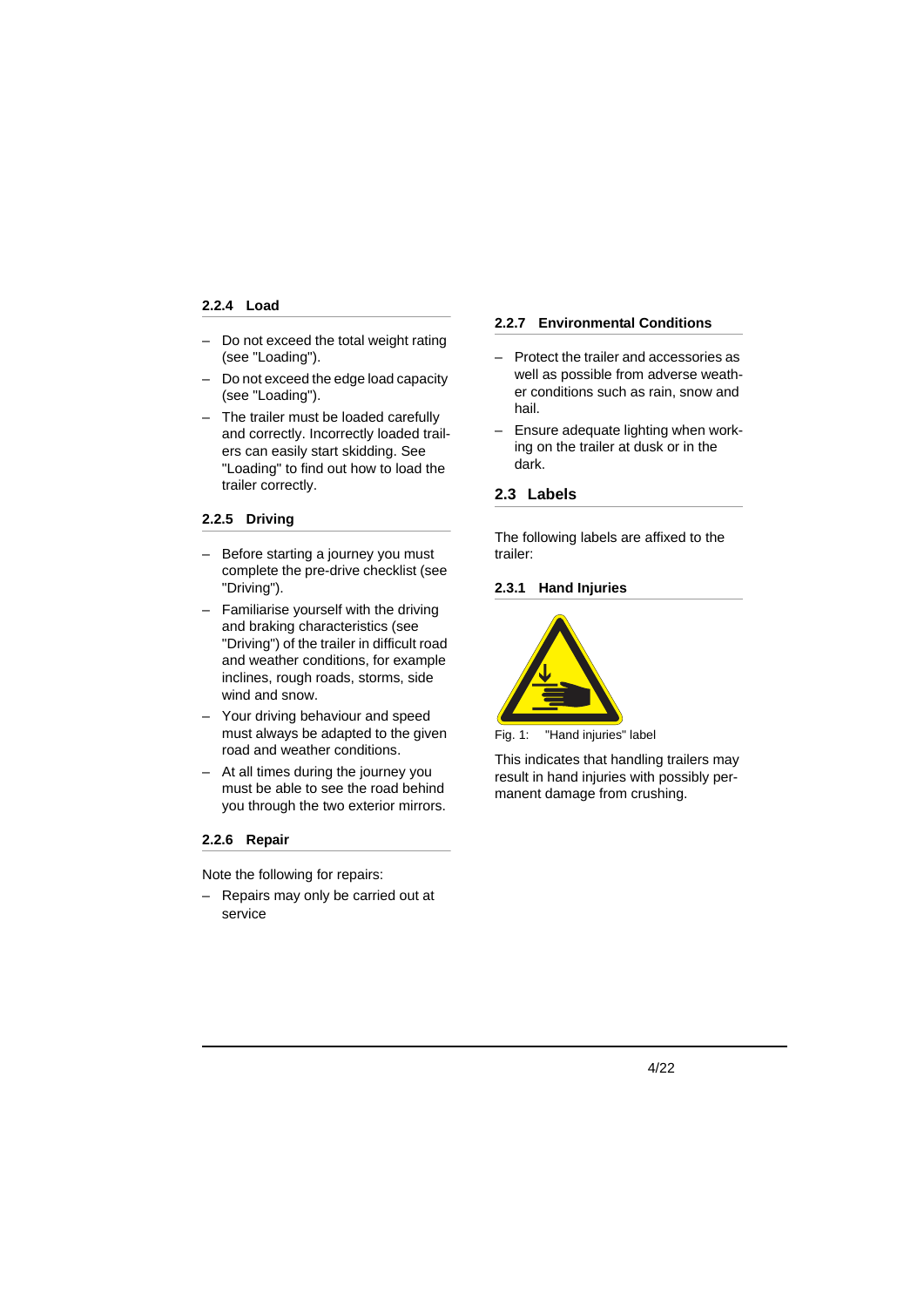#### 2.2.4 Load

- Do not exceed the total weight rating (see "Loading").
- Do not exceed the edge load capacity (see "Loading").
- The trailer must be loaded carefully and correctly. Incorrectly loaded trailers can easily start skidding. See "Loading" to find out how to load the trailer correctly.

#### 2.2.5 Driving

- Before starting a journey you must complete the pre-drive checklist (see "Driving").
- Familiarise yourself with the driving and braking characteristics (see "Driving") of the trailer in difficult road and weather conditions, for example inclines, rough roads, storms, side wind and snow.
- Your driving behaviour and speed must always be adapted to the given road and weather conditions.
- At all times during the journey you must be able to see the road behind you through the two exterior mirrors.

#### 2.2.6 Repair

Note the following for repairs:

- Repairs may only be carried out at service

#### 2.2.7 Environmental Conditions

- Protect the trailer and accessories as well as possible from adverse weather conditions such as rain, snow and hail.
- Ensure adequate lighting when working on the trailer at dusk or in the dark.

### 2.3 Labels

The following labels are affixed to the trailer:

#### 2.3.1 Hand Injuries

Fig. 1: "Hand injuries" label

This indicates that handling trailers may result in hand injuries with possibly permanent damage from crushing.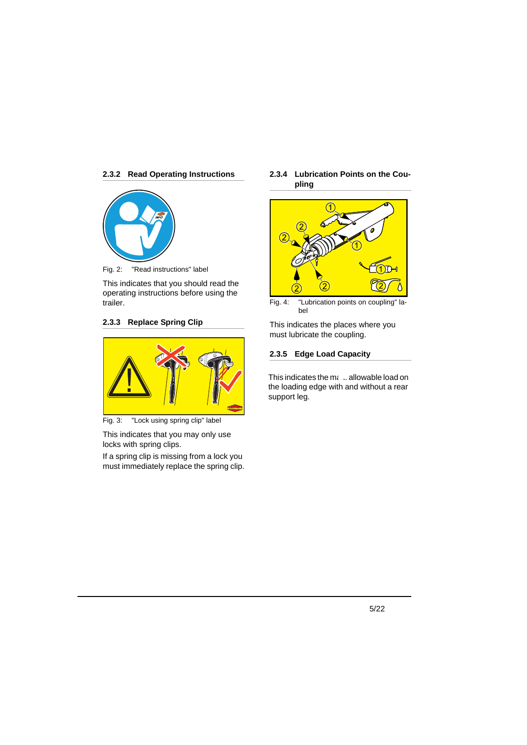### 2.3.2 Read Operating Instructions

Fig. 2: "Read instructions" label

This indicates that you should read the operating instructions before using the trailer.

### 2.3.3 Replace Spring Clip

Fig. 3: "Lock using spring clip" label

This indicates that you may only use locks with spring clips.

If a spring clip is missing from a lock you must immediately replace the spring clip.

### 2.3.4 Lubrication Points on the Coupling

Fig. 4: "Lubrication points on coupling" label

This indicates the places where you must lubricate the coupling.

### 2.3.5 Edge Load Capacity

This indicates the ma... allowable load on the loading edge with and without a rear support leg.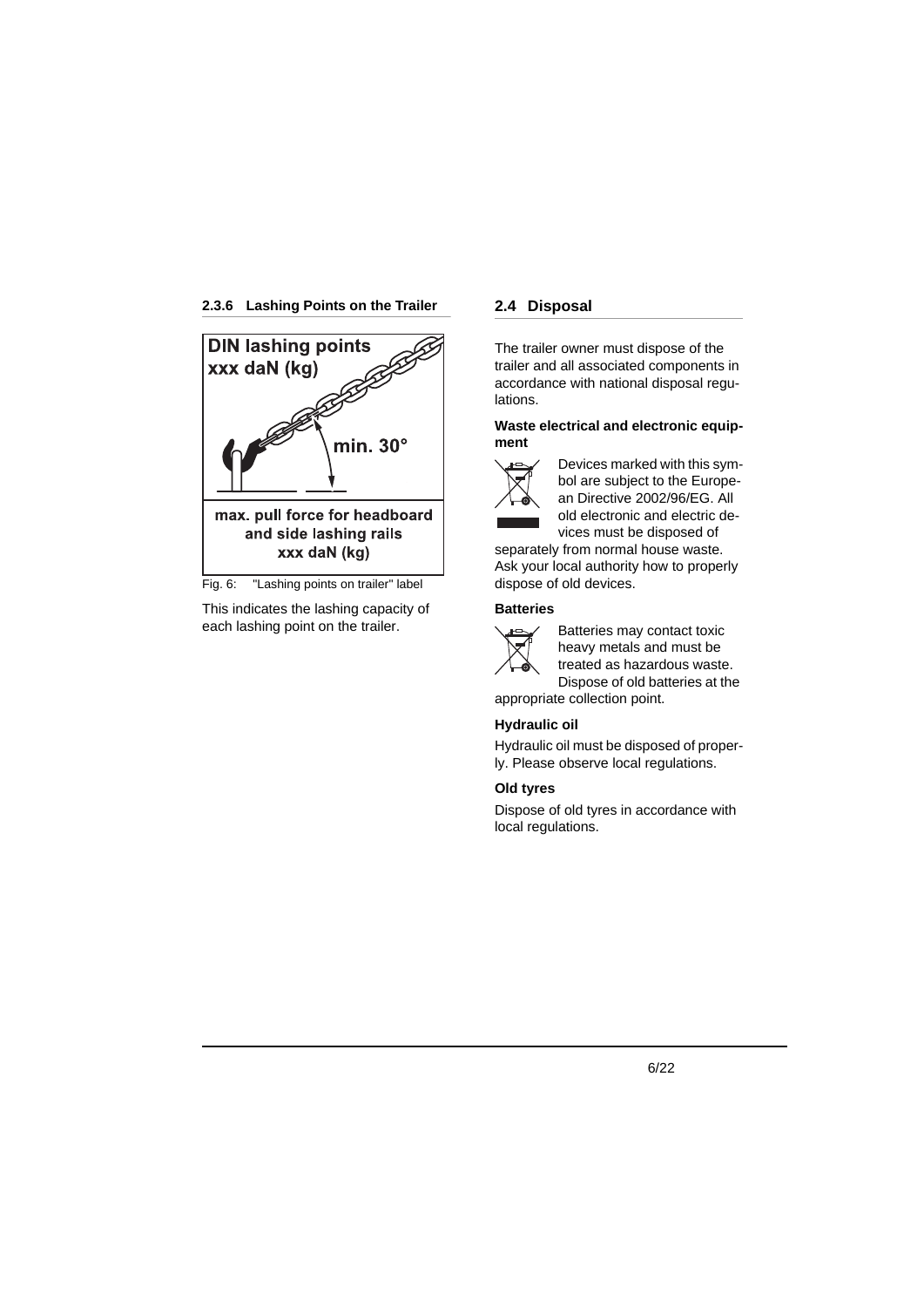### 2.3.6 Lashing Points on the Trailer

Fig. 6: "Lashing points on trailer" label

This indicates the lashing capacity of each lashing point on the trailer.

## 2.4 Disposal

The trailer owner must dispose of the trailer and all associated components in accordance with national disposal regulations.

**Waste electrical and electronic equipment**

Devices marked with this symbol are subject to the European Directive 2002/96/EG. All old electronic and electric devices must be disposed of separately from normal house waste. Ask your local authority how to properly dispose of old devices.

**Batteries**

Batteries may contact toxic heavy metals and must be treated as hazardous waste. Dispose of old batteries at the appropriate collection point.

**Hydraulic oil**

Hydraulic oil must be disposed of properly. Please observe local regulations.

**Old tyres**

Dispose of old tyres in accordance with local regulations.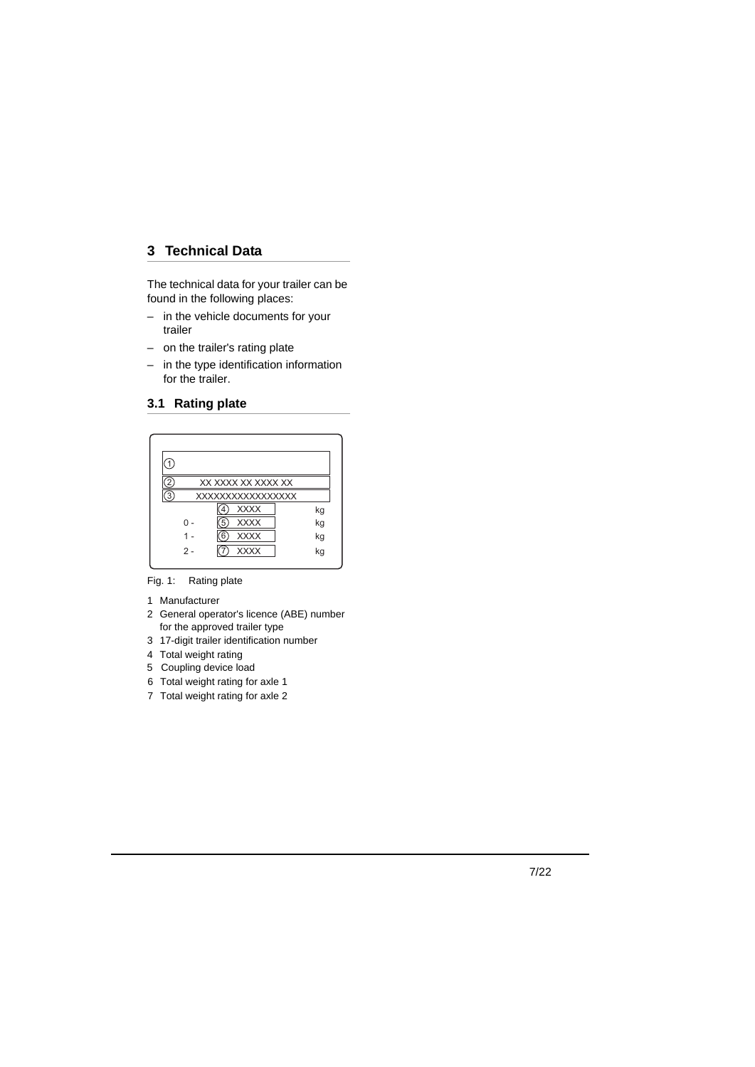## 3 Technical Data

The technical data for your trailer can be found in the following places:

- in the vehicle documents for your trailer
- on the trailer's rating plate
- in the type identification information for the trailer.

### 3.1 Rating plate

| | | |
|---|---|---|
| ① | | |
| ② XX XXXX XX XXXX XX | | |
| ③ XXXXXXXXXXXXXXXXX | | |
| | ④ XXXX | kg |
| 0 - | ⑤ XXXX | kg |
| 1 - | ⑥ XXXX | kg |
| 2 - | ⑦ XXXX | kg |

Fig. 1: Rating plate

1 Manufacturer
2 General operator's licence (ABE) number for the approved trailer type
3 17-digit trailer identification number
4 Total weight rating
5 Coupling device load
6 Total weight rating for axle 1
7 Total weight rating for axle 2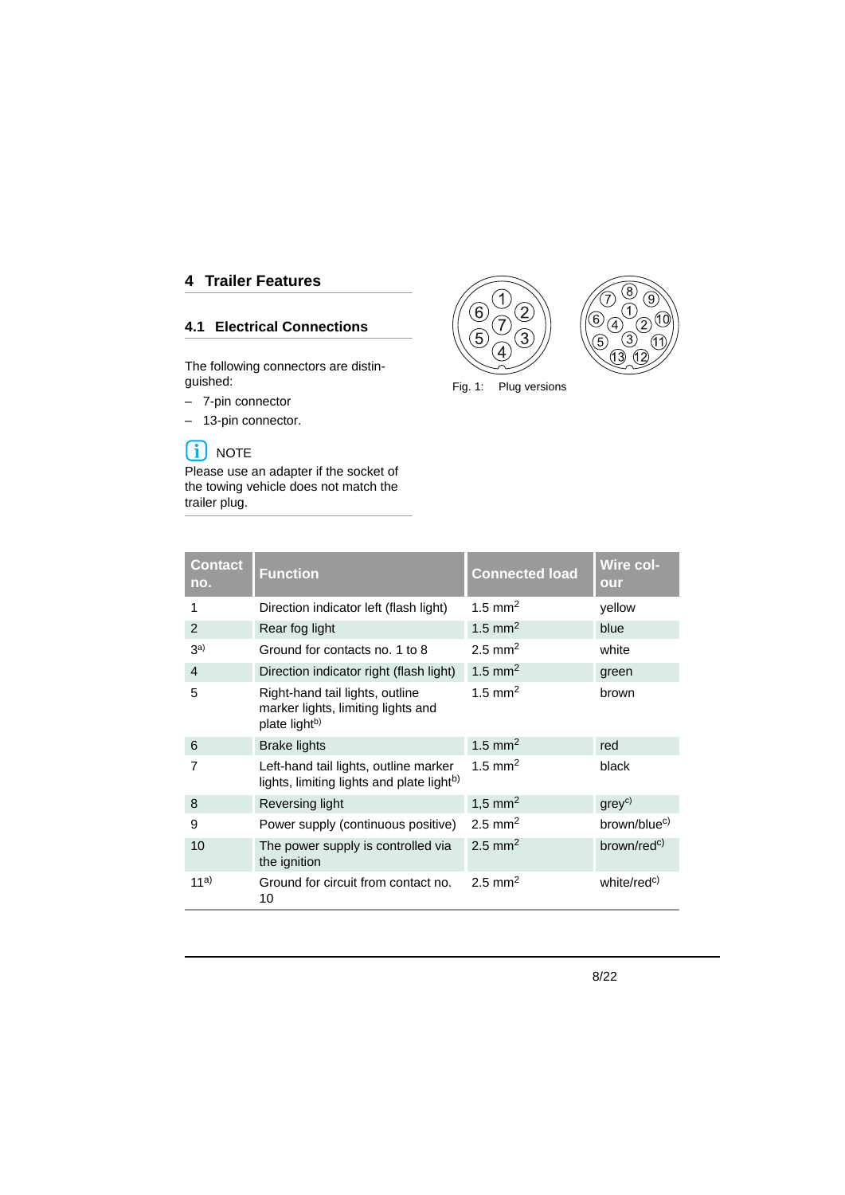## 4 Trailer Features

### 4.1 Electrical Connections

The following connectors are distinguished:

- 7-pin connector
- 13-pin connector.

NOTE

Please use an adapter if the socket of the towing vehicle does not match the trailer plug.

Fig. 1: Plug versions

| Contact no. | Function | Connected load | Wire colour |
|---|---|---|---|
| 1 | Direction indicator left (flash light) | 1.5 mm$^2$ | yellow |
| 2 | Rear fog light | 1.5 mm$^2$ | blue |
| 3[a)] | Ground for contacts no. 1 to 8 | 2.5 mm$^2$ | white |
| 4 | Direction indicator right (flash light) | 1.5 mm$^2$ | green |
| 5 | Right-hand tail lights, outline marker lights, limiting lights and plate light[b)] | 1.5 mm$^2$ | brown |
| 6 | Brake lights | 1.5 mm$^2$ | red |
| 7 | Left-hand tail lights, outline marker lights, limiting lights and plate light[b)] | 1.5 mm$^2$ | black |
| 8 | Reversing light | 1,5 mm$^2$ | grey[c)] |
| 9 | Power supply (continuous positive) | 2.5 mm$^2$ | brown/blue[c)] |
| 10 | The power supply is controlled via the ignition | 2.5 mm$^2$ | brown/red[c)] |
| 11[a)] | Ground for circuit from contact no. 10 | 2.5 mm$^2$ | white/red[c)] |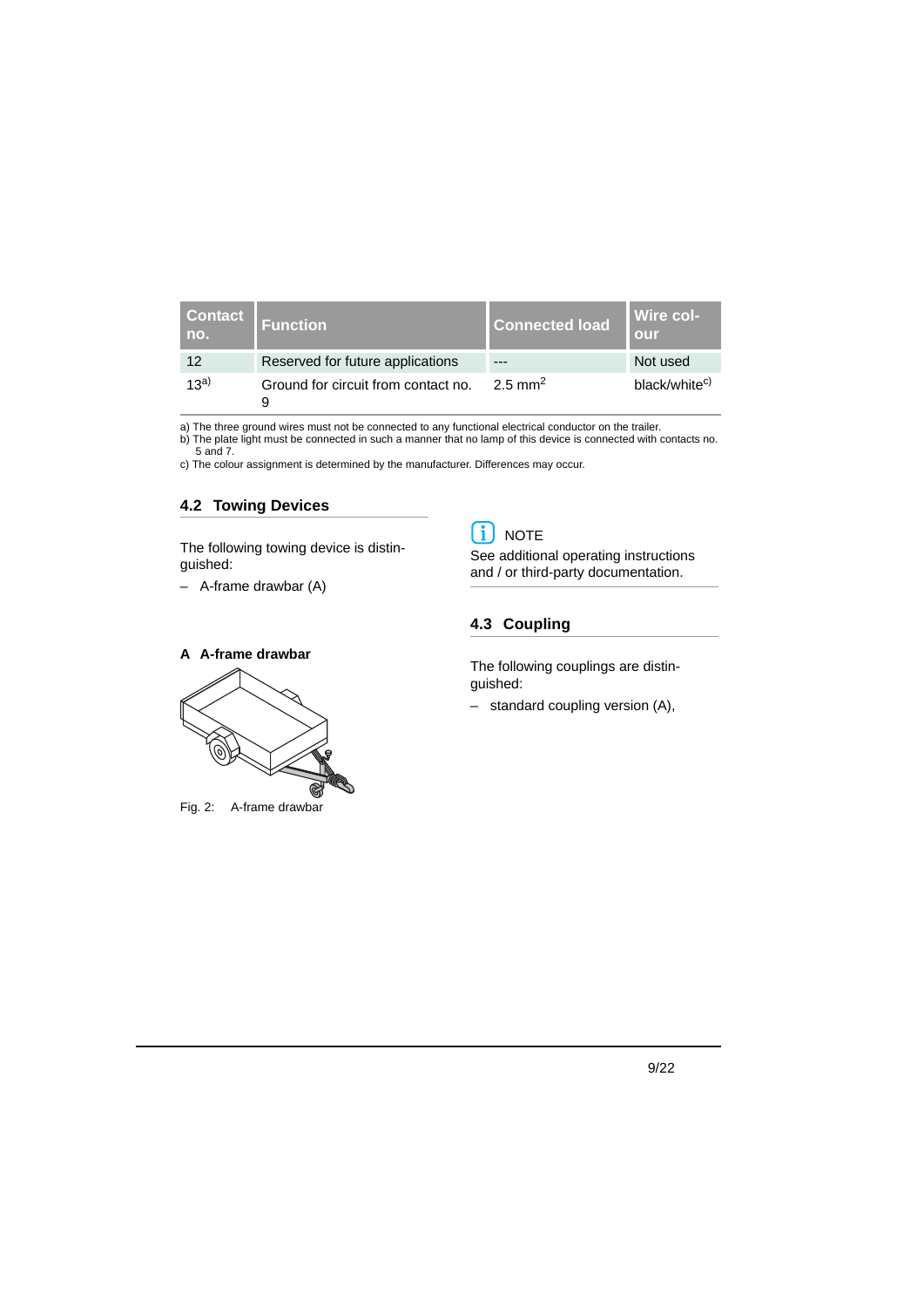| Contact no. | Function | Connected load | Wire colour |
| --- | --- | --- | --- |
| 12 | Reserved for future applications | --- | Not used |
| 13[a)] | Ground for circuit from contact no. 9 | 2.5 $mm^2$ | black/white[c)] |

a) The three ground wires must not be connected to any functional electrical conductor on the trailer.
b) The plate light must be connected in such a manner that no lamp of this device is connected with contacts no. 5 and 7.
c) The colour assignment is determined by the manufacturer. Differences may occur.

## 4.2 Towing Devices

The following towing device is distinguished:

– A-frame drawbar (A)

**A A-frame drawbar**

Fig. 2: A-frame drawbar

**NOTE**

See additional operating instructions and / or third-party documentation.

## 4.3 Coupling

The following couplings are distinguished:

– standard coupling version (A),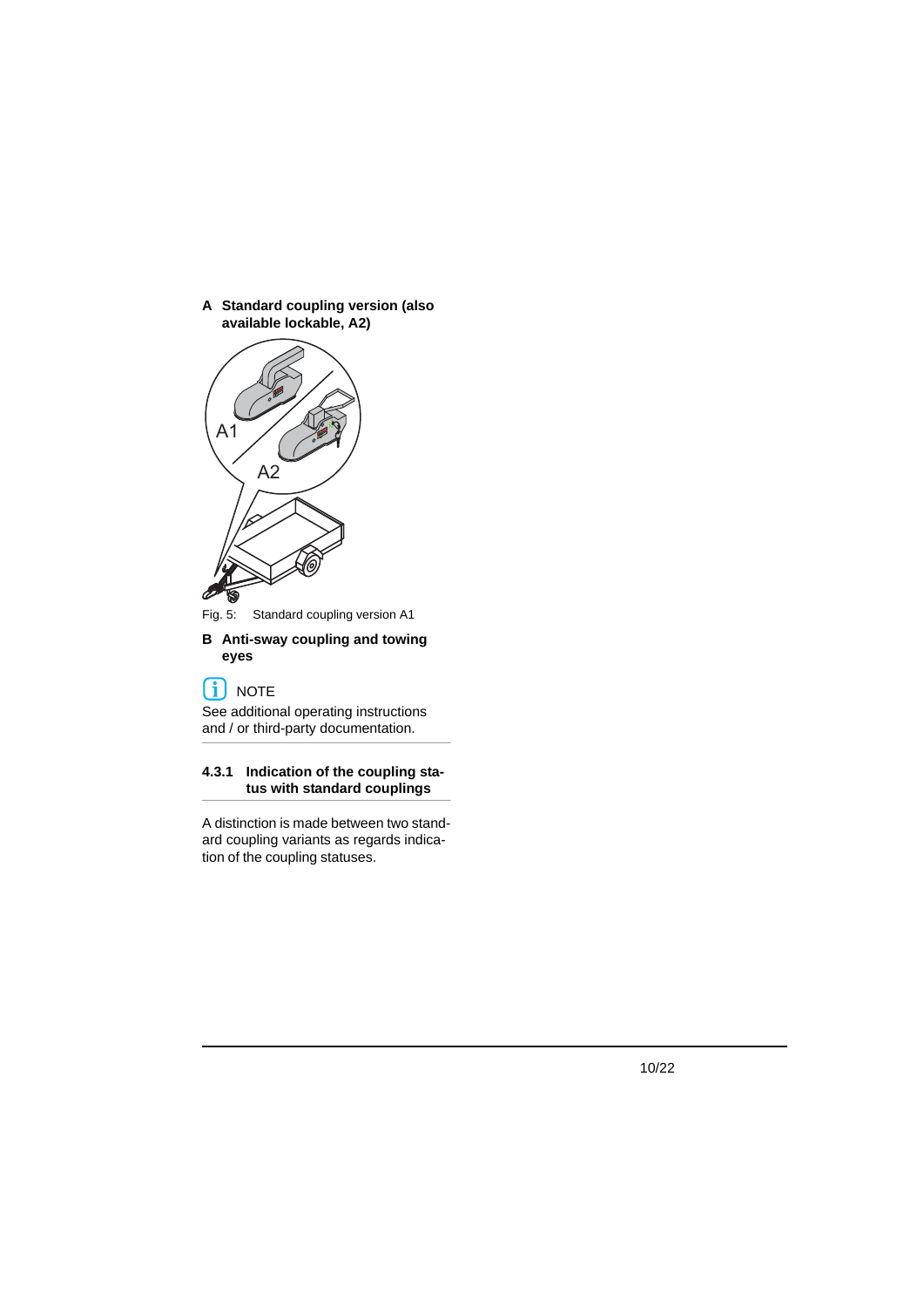**A Standard coupling version (also available lockable, A2)**

Fig. 5: Standard coupling version A1

**B Anti-sway coupling and towing eyes**

NOTE

See additional operating instructions and / or third-party documentation.

#### 4.3.1 Indication of the coupling status with standard couplings

A distinction is made between two standard coupling variants as regards indication of the coupling statuses.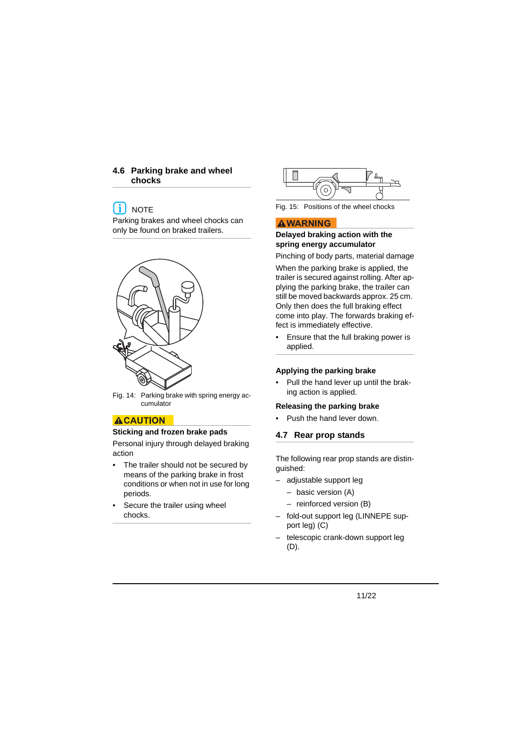## 4.6 Parking brake and wheel chocks

NOTE

Parking brakes and wheel chocks can only be found on braked trailers.

Fig. 14: Parking brake with spring energy accumulator

**⚠CAUTION**

**Sticking and frozen brake pads**

Personal injury through delayed braking action

- The trailer should not be secured by means of the parking brake in frost conditions or when not in use for long periods.
- Secure the trailer using wheel chocks.

Fig. 15: Positions of the wheel chocks

**⚠WARNING**

**Delayed braking action with the spring energy accumulator**

Pinching of body parts, material damage

When the parking brake is applied, the trailer is secured against rolling. After applying the parking brake, the trailer can still be moved backwards approx. 25 cm. Only then does the full braking effect come into play. The forwards braking effect is immediately effective.

- Ensure that the full braking power is applied.

### Applying the parking brake

- Pull the hand lever up until the braking action is applied.

### Releasing the parking brake

- Push the hand lever down.

## 4.7 Rear prop stands

The following rear prop stands are distinguished:

- adjustable support leg
  - basic version (A)
  - reinforced version (B)
- fold-out support leg (LINNEPE support leg) (C)
- telescopic crank-down support leg (D).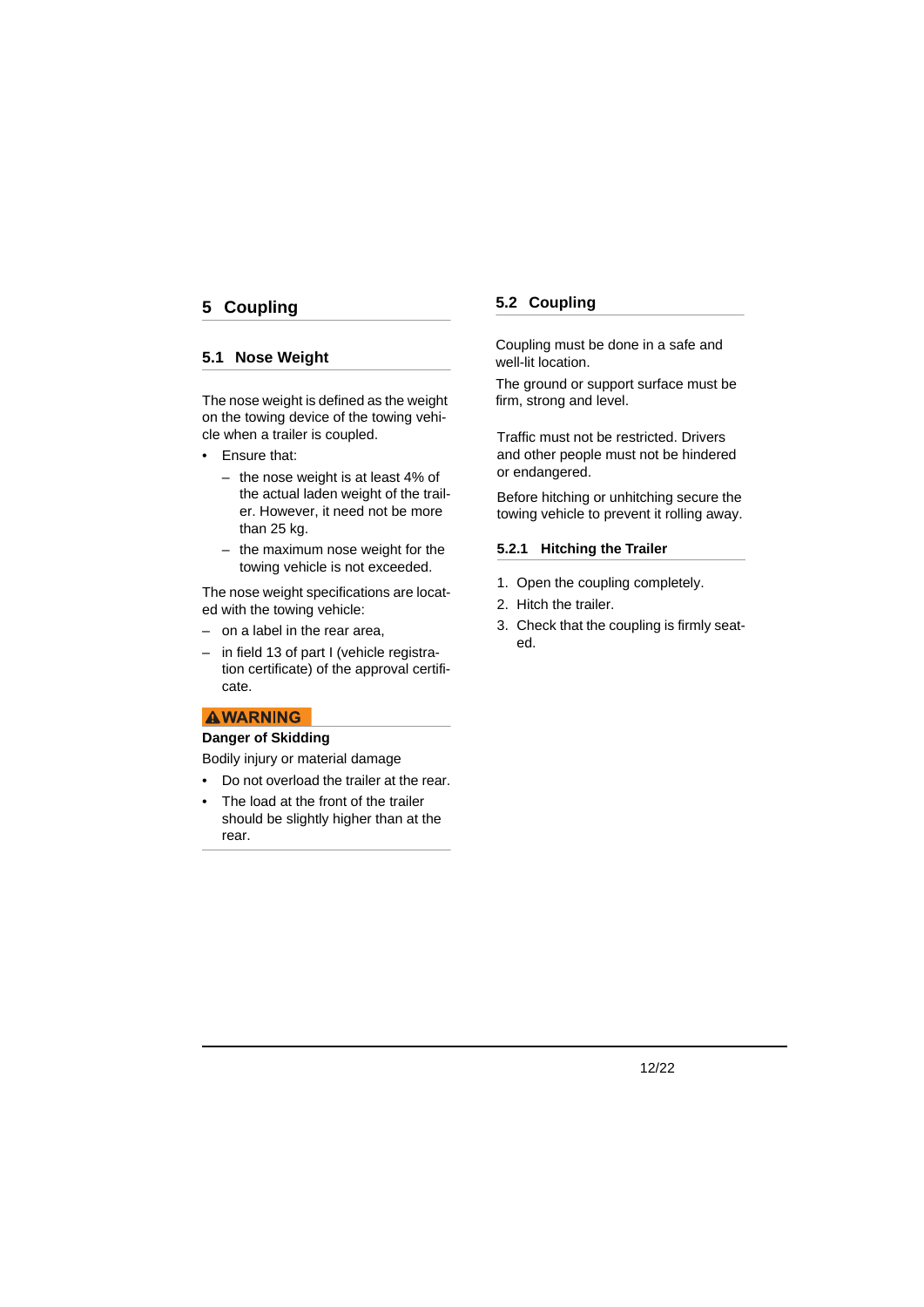# 5 Coupling

## 5.1 Nose Weight

The nose weight is defined as the weight on the towing device of the towing vehicle when a trailer is coupled.

- Ensure that:
  - the nose weight is at least 4% of the actual laden weight of the trailer. However, it need not be more than 25 kg.
  - the maximum nose weight for the towing vehicle is not exceeded.

The nose weight specifications are located with the towing vehicle:

- on a label in the rear area,
- in field 13 of part I (vehicle registration certificate) of the approval certificate.

**⚠WARNING**

**Danger of Skidding**

Bodily injury or material damage

- Do not overload the trailer at the rear.
- The load at the front of the trailer should be slightly higher than at the rear.

## 5.2 Coupling

Coupling must be done in a safe and well-lit location.

The ground or support surface must be firm, strong and level.

Traffic must not be restricted. Drivers and other people must not be hindered or endangered.

Before hitching or unhitching secure the towing vehicle to prevent it rolling away.

### 5.2.1 Hitching the Trailer

1. Open the coupling completely.
2. Hitch the trailer.
3. Check that the coupling is firmly seated.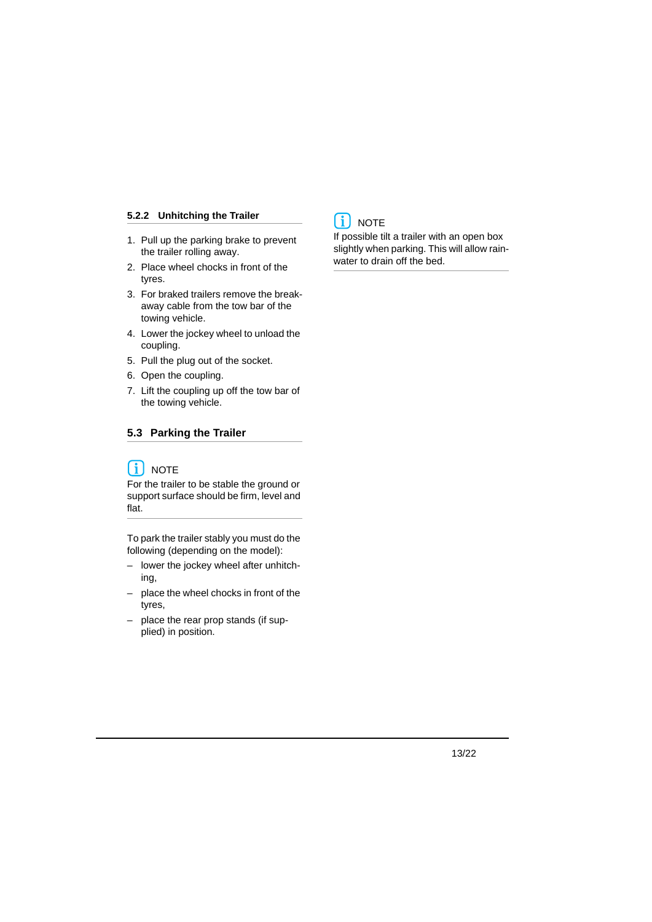### 5.2.2 Unhitching the Trailer

1. Pull up the parking brake to prevent the trailer rolling away.
2. Place wheel chocks in front of the tyres.
3. For braked trailers remove the break-away cable from the tow bar of the towing vehicle.
4. Lower the jockey wheel to unload the coupling.
5. Pull the plug out of the socket.
6. Open the coupling.
7. Lift the coupling up off the tow bar of the towing vehicle.

## 5.3 Parking the Trailer

NOTE

For the trailer to be stable the ground or support surface should be firm, level and flat.

To park the trailer stably you must do the following (depending on the model):

- lower the jockey wheel after unhitching,
- place the wheel chocks in front of the tyres,
- place the rear prop stands (if supplied) in position.

NOTE

If possible tilt a trailer with an open box slightly when parking. This will allow rainwater to drain off the bed.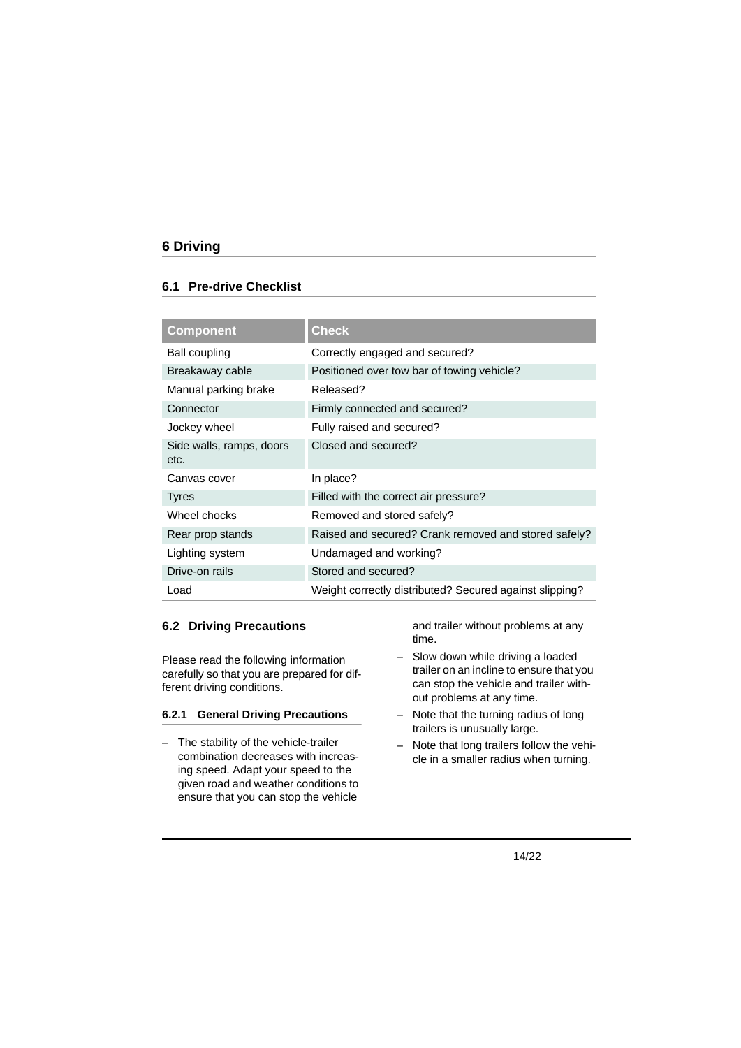# 6 Driving

## 6.1 Pre-drive Checklist

| Component | Check |
|---|---|
| Ball coupling | Correctly engaged and secured? |
| Breakaway cable | Positioned over tow bar of towing vehicle? |
| Manual parking brake | Released? |
| Connector | Firmly connected and secured? |
| Jockey wheel | Fully raised and secured? |
| Side walls, ramps, doors etc. | Closed and secured? |
| Canvas cover | In place? |
| Tyres | Filled with the correct air pressure? |
| Wheel chocks | Removed and stored safely? |
| Rear prop stands | Raised and secured? Crank removed and stored safely? |
| Lighting system | Undamaged and working? |
| Drive-on rails | Stored and secured? |
| Load | Weight correctly distributed? Secured against slipping? |

## 6.2 Driving Precautions

Please read the following information carefully so that you are prepared for different driving conditions.

### 6.2.1 General Driving Precautions

- The stability of the vehicle-trailer combination decreases with increasing speed. Adapt your speed to the given road and weather conditions to ensure that you can stop the vehicle and trailer without problems at any time.
- Slow down while driving a loaded trailer on an incline to ensure that you can stop the vehicle and trailer without problems at any time.
- Note that the turning radius of long trailers is unusually large.
- Note that long trailers follow the vehicle in a smaller radius when turning.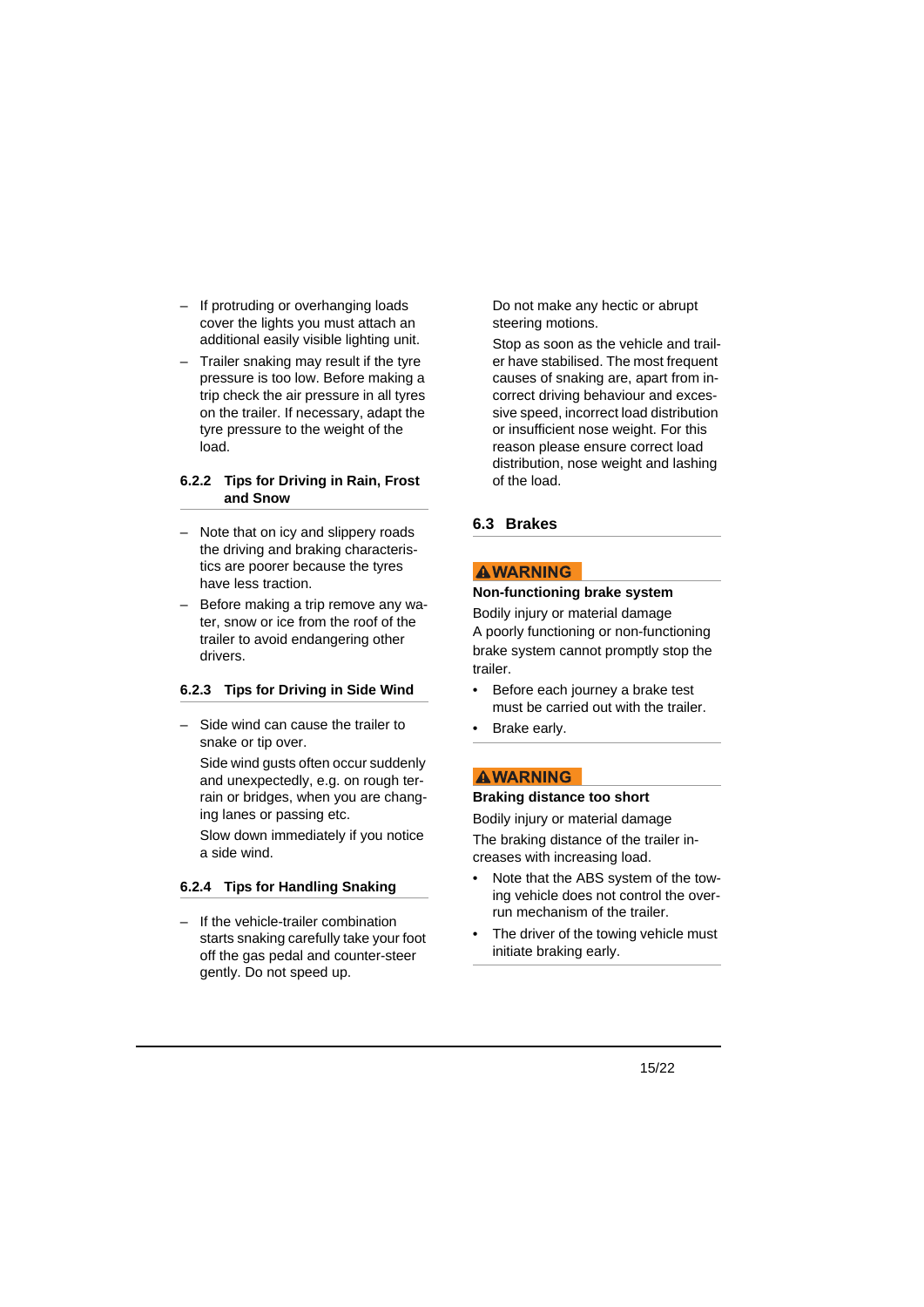- If protruding or overhanging loads cover the lights you must attach an additional easily visible lighting unit.
- Trailer snaking may result if the tyre pressure is too low. Before making a trip check the air pressure in all tyres on the trailer. If necessary, adapt the tyre pressure to the weight of the load.

### 6.2.2 Tips for Driving in Rain, Frost and Snow

- Note that on icy and slippery roads the driving and braking characteristics are poorer because the tyres have less traction.
- Before making a trip remove any water, snow or ice from the roof of the trailer to avoid endangering other drivers.

### 6.2.3 Tips for Driving in Side Wind

- Side wind can cause the trailer to snake or tip over.

  Side wind gusts often occur suddenly and unexpectedly, e.g. on rough terrain or bridges, when you are changing lanes or passing etc.

  Slow down immediately if you notice a side wind.

### 6.2.4 Tips for Handling Snaking

- If the vehicle-trailer combination starts snaking carefully take your foot off the gas pedal and counter-steer gently. Do not speed up.

  Do not make any hectic or abrupt steering motions.

  Stop as soon as the vehicle and trailer have stabilised. The most frequent causes of snaking are, apart from incorrect driving behaviour and excessive speed, incorrect load distribution or insufficient nose weight. For this reason please ensure correct load distribution, nose weight and lashing of the load.

## 6.3 Brakes

**⚠WARNING**

**Non-functioning brake system**

Bodily injury or material damage

A poorly functioning or non-functioning brake system cannot promptly stop the trailer.

- Before each journey a brake test must be carried out with the trailer.
- Brake early.

**⚠WARNING**

**Braking distance too short**

Bodily injury or material damage

The braking distance of the trailer increases with increasing load.

- Note that the ABS system of the towing vehicle does not control the overrun mechanism of the trailer.
- The driver of the towing vehicle must initiate braking early.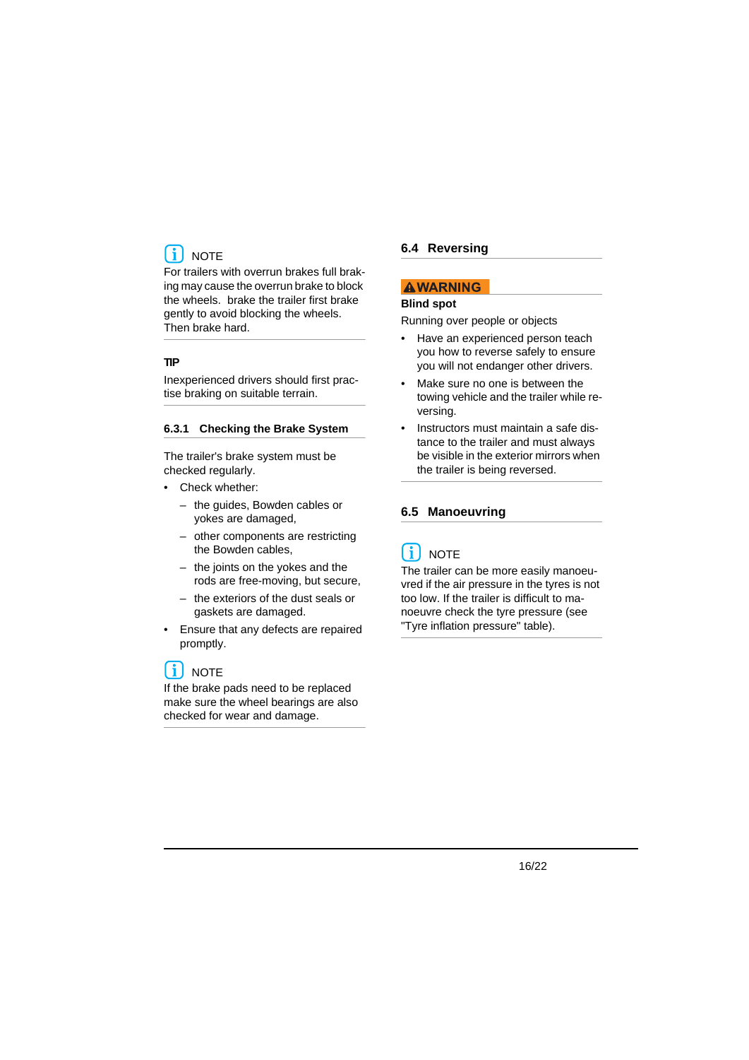NOTE

For trailers with overrun brakes full braking may cause the overrun brake to block the wheels.  brake the trailer first brake gently to avoid blocking the wheels. Then brake hard.

**TIP**

Inexperienced drivers should first practise braking on suitable terrain.

### 6.3.1 Checking the Brake System

The trailer's brake system must be checked regularly.

- Check whether:
  - the guides, Bowden cables or yokes are damaged,
  - other components are restricting the Bowden cables,
  - the joints on the yokes and the rods are free-moving, but secure,
  - the exteriors of the dust seals or gaskets are damaged.
- Ensure that any defects are repaired promptly.

NOTE

If the brake pads need to be replaced make sure the wheel bearings are also checked for wear and damage.

## 6.4 Reversing

**⚠WARNING**

**Blind spot**

Running over people or objects

- Have an experienced person teach you how to reverse safely to ensure you will not endanger other drivers.
- Make sure no one is between the towing vehicle and the trailer while reversing.
- Instructors must maintain a safe distance to the trailer and must always be visible in the exterior mirrors when the trailer is being reversed.

## 6.5 Manoeuvring

NOTE

The trailer can be more easily manoeuvred if the air pressure in the tyres is not too low. If the trailer is difficult to manoeuvre check the tyre pressure (see "Tyre inflation pressure" table).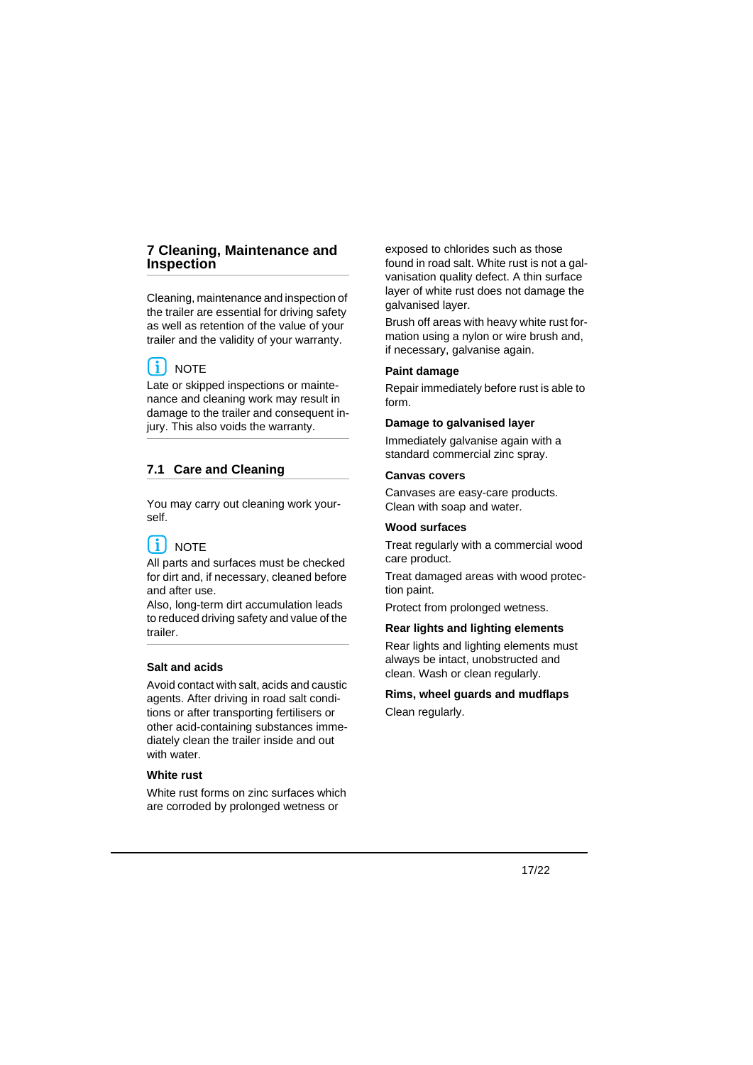# 7 Cleaning, Maintenance and Inspection

Cleaning, maintenance and inspection of the trailer are essential for driving safety as well as retention of the value of your trailer and the validity of your warranty.

NOTE
Late or skipped inspections or maintenance and cleaning work may result in damage to the trailer and consequent injury. This also voids the warranty.

## 7.1 Care and Cleaning

You may carry out cleaning work yourself.

NOTE
All parts and surfaces must be checked for dirt and, if necessary, cleaned before and after use.
Also, long-term dirt accumulation leads to reduced driving safety and value of the trailer.

**Salt and acids**

Avoid contact with salt, acids and caustic agents. After driving in road salt conditions or after transporting fertilisers or other acid-containing substances immediately clean the trailer inside and out with water.

**White rust**

White rust forms on zinc surfaces which are corroded by prolonged wetness or exposed to chlorides such as those found in road salt. White rust is not a galvanisation quality defect. A thin surface layer of white rust does not damage the galvanised layer.

Brush off areas with heavy white rust formation using a nylon or wire brush and, if necessary, galvanise again.

**Paint damage**

Repair immediately before rust is able to form.

**Damage to galvanised layer**

Immediately galvanise again with a standard commercial zinc spray.

**Canvas covers**

Canvases are easy-care products. Clean with soap and water.

**Wood surfaces**

Treat regularly with a commercial wood care product.

Treat damaged areas with wood protection paint.

Protect from prolonged wetness.

**Rear lights and lighting elements**

Rear lights and lighting elements must always be intact, unobstructed and clean. Wash or clean regularly.

**Rims, wheel guards and mudflaps**

Clean regularly.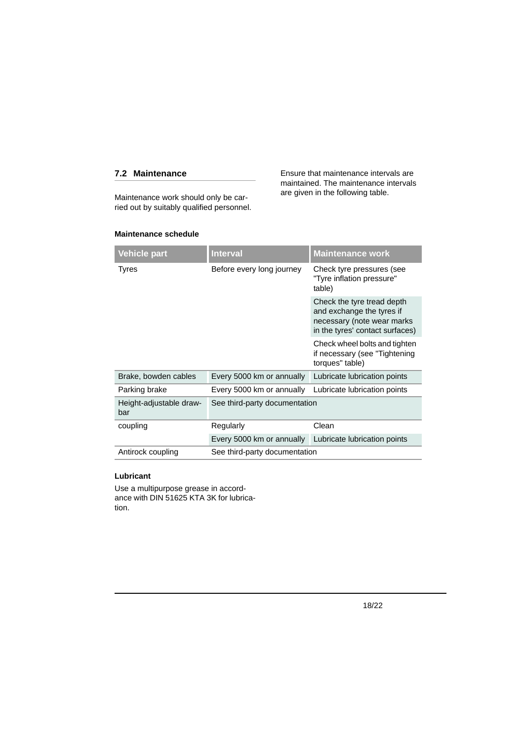## 7.2 Maintenance

Maintenance work should only be carried out by suitably qualified personnel.

Ensure that maintenance intervals are maintained. The maintenance intervals are given in the following table.

**Maintenance schedule**

| Vehicle part | Interval | Maintenance work |
|---|---|---|
| Tyres | Before every long journey | Check tyre pressures (see "Tyre inflation pressure" table) |
| | | Check the tyre tread depth and exchange the tyres if necessary (note wear marks in the tyres' contact surfaces) |
| | | Check wheel bolts and tighten if necessary (see "Tightening torques" table) |
| Brake, bowden cables | Every 5000 km or annually | Lubricate lubrication points |
| Parking brake | Every 5000 km or annually | Lubricate lubrication points |
| Height-adjustable drawbar | See third-party documentation | |
| coupling | Regularly | Clean |
| | Every 5000 km or annually | Lubricate lubrication points |
| Antirock coupling | See third-party documentation | |

**Lubricant**

Use a multipurpose grease in accordance with DIN 51625 KTA 3K for lubrication.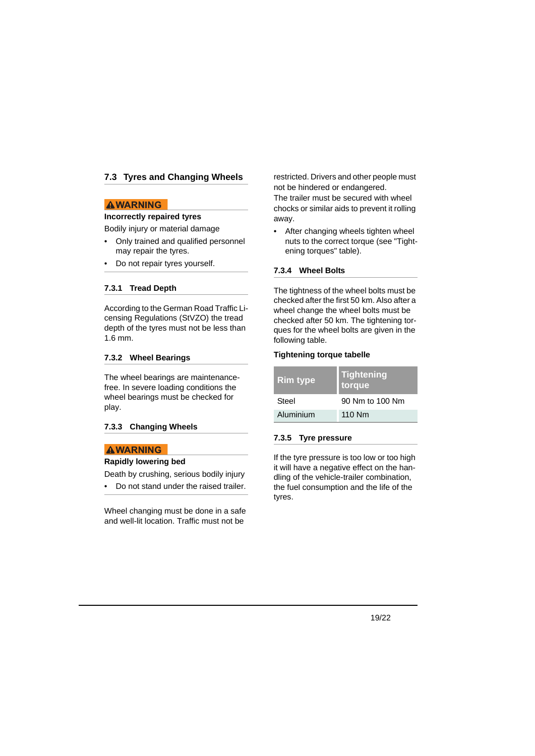## 7.3 Tyres and Changing Wheels

**⚠WARNING**

**Incorrectly repaired tyres**

Bodily injury or material damage

- Only trained and qualified personnel may repair the tyres.
- Do not repair tyres yourself.

### 7.3.1 Tread Depth

According to the German Road Traffic Licensing Regulations (StVZO) the tread depth of the tyres must not be less than 1.6 mm.

### 7.3.2 Wheel Bearings

The wheel bearings are maintenance-free. In severe loading conditions the wheel bearings must be checked for play.

### 7.3.3 Changing Wheels

**⚠WARNING**

**Rapidly lowering bed**

Death by crushing, serious bodily injury

- Do not stand under the raised trailer.

Wheel changing must be done in a safe and well-lit location. Traffic must not be restricted. Drivers and other people must not be hindered or endangered.
The trailer must be secured with wheel chocks or similar aids to prevent it rolling away.

- After changing wheels tighten wheel nuts to the correct torque (see "Tightening torques" table).

### 7.3.4 Wheel Bolts

The tightness of the wheel bolts must be checked after the first 50 km. Also after a wheel change the wheel bolts must be checked after 50 km. The tightening torques for the wheel bolts are given in the following table.

**Tightening torque tabelle**

| Rim type | Tightening torque |
| --- | --- |
| Steel | 90 Nm to 100 Nm |
| Aluminium | 110 Nm |

### 7.3.5 Tyre pressure

If the tyre pressure is too low or too high it will have a negative effect on the handling of the vehicle-trailer combination, the fuel consumption and the life of the tyres.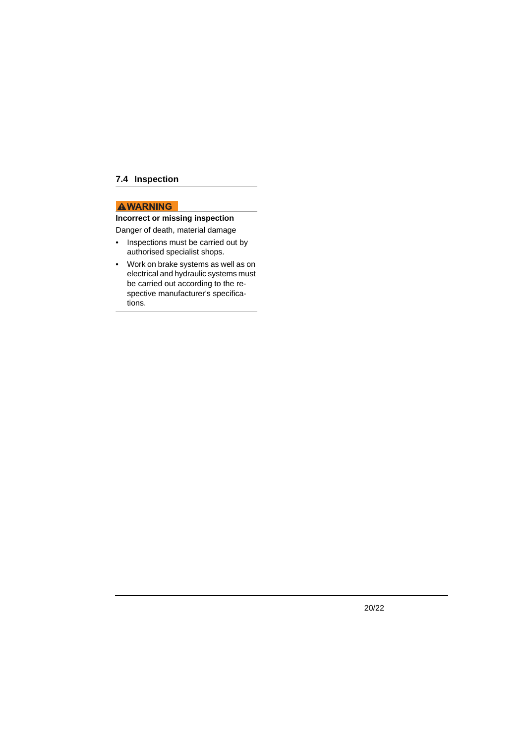## 7.4 Inspection

**⚠WARNING**

**Incorrect or missing inspection**

Danger of death, material damage

- Inspections must be carried out by authorised specialist shops.
- Work on brake systems as well as on electrical and hydraulic systems must be carried out according to the respective manufacturer's specifications.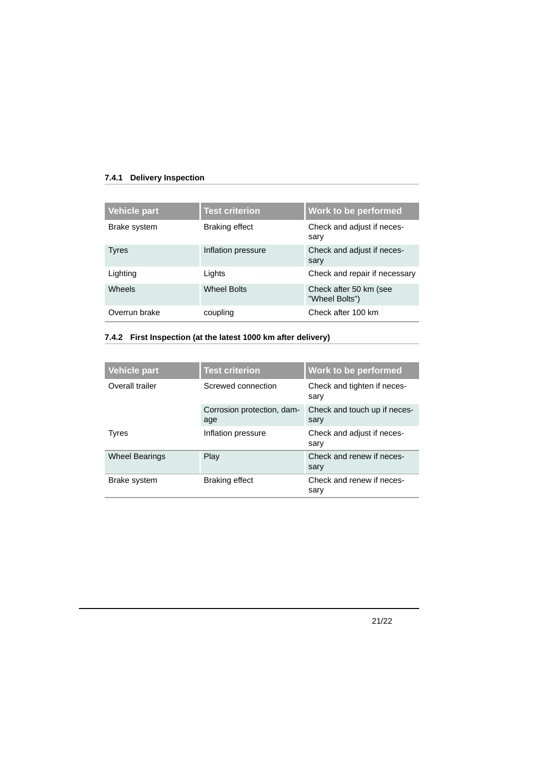### 7.4.1 Delivery Inspection

| Vehicle part | Test criterion | Work to be performed |
|---|---|---|
| Brake system | Braking effect | Check and adjust if necessary |
| Tyres | Inflation pressure | Check and adjust if necessary |
| Lighting | Lights | Check and repair if necessary |
| Wheels | Wheel Bolts | Check after 50 km (see "Wheel Bolts") |
| Overrun brake | coupling | Check after 100 km |

### 7.4.2 First Inspection (at the latest 1000 km after delivery)

| Vehicle part | Test criterion | Work to be performed |
|---|---|---|
| Overall trailer | Screwed connection | Check and tighten if necessary |
| | Corrosion protection, damage | Check and touch up if necessary |
| Tyres | Inflation pressure | Check and adjust if necessary |
| Wheel Bearings | Play | Check and renew if necessary |
| Brake system | Braking effect | Check and renew if necessary |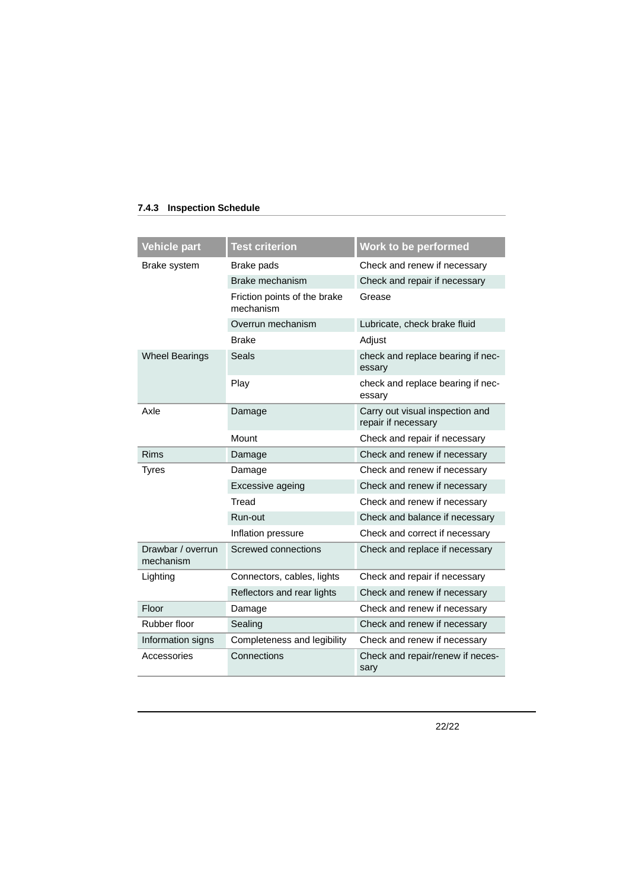### 7.4.3 Inspection Schedule

| Vehicle part | Test criterion | Work to be performed |
|---|---|---|
| Brake system | Brake pads | Check and renew if necessary |
| | Brake mechanism | Check and repair if necessary |
| | Friction points of the brake mechanism | Grease |
| | Overrun mechanism | Lubricate, check brake fluid |
| | Brake | Adjust |
| Wheel Bearings | Seals | check and replace bearing if necessary |
| | Play | check and replace bearing if necessary |
| Axle | Damage | Carry out visual inspection and repair if necessary |
| | Mount | Check and repair if necessary |
| Rims | Damage | Check and renew if necessary |
| Tyres | Damage | Check and renew if necessary |
| | Excessive ageing | Check and renew if necessary |
| | Tread | Check and renew if necessary |
| | Run-out | Check and balance if necessary |
| | Inflation pressure | Check and correct if necessary |
| Drawbar / overrun mechanism | Screwed connections | Check and replace if necessary |
| Lighting | Connectors, cables, lights | Check and repair if necessary |
| | Reflectors and rear lights | Check and renew if necessary |
| Floor | Damage | Check and renew if necessary |
| Rubber floor | Sealing | Check and renew if necessary |
| Information signs | Completeness and legibility | Check and renew if necessary |
| Accessories | Connections | Check and repair/renew if necessary |